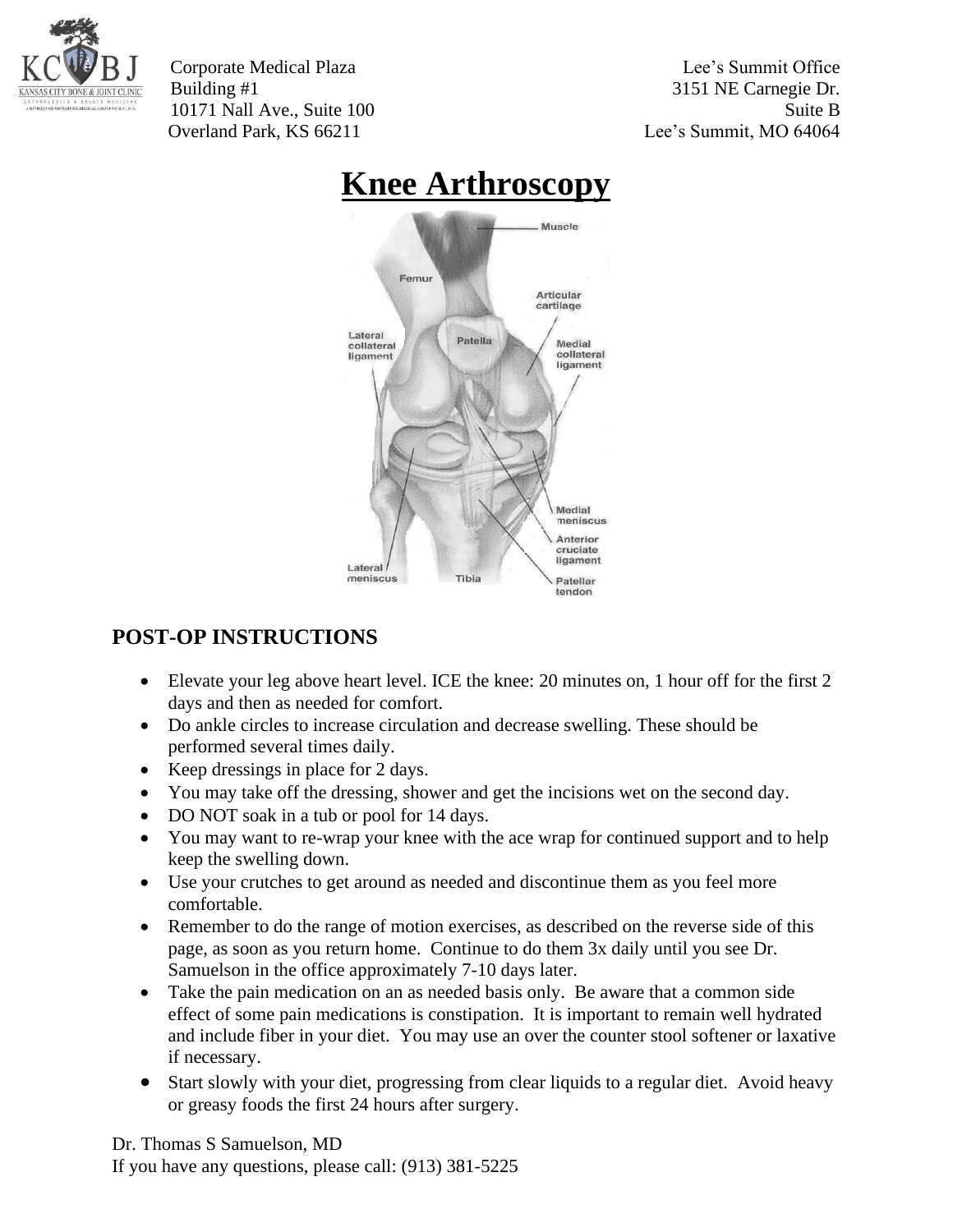Corporate Medical Plaza
Building #1
10171 Nall Ave., Suite 100
Overland Park, KS 66211

Lee's Summit Office
3151 NE Carnegie Dr.
Suite B
Lee's Summit, MO 64064

# Knee Arthroscopy

## POST-OP INSTRUCTIONS

- Elevate your leg above heart level. ICE the knee: 20 minutes on, 1 hour off for the first 2 days and then as needed for comfort.
- Do ankle circles to increase circulation and decrease swelling. These should be performed several times daily.
- Keep dressings in place for 2 days.
- You may take off the dressing, shower and get the incisions wet on the second day.
- DO NOT soak in a tub or pool for 14 days.
- You may want to re-wrap your knee with the ace wrap for continued support and to help keep the swelling down.
- Use your crutches to get around as needed and discontinue them as you feel more comfortable.
- Remember to do the range of motion exercises, as described on the reverse side of this page, as soon as you return home. Continue to do them 3x daily until you see Dr. Samuelson in the office approximately 7-10 days later.
- Take the pain medication on an as needed basis only. Be aware that a common side effect of some pain medications is constipation. It is important to remain well hydrated and include fiber in your diet. You may use an over the counter stool softener or laxative if necessary.
- Start slowly with your diet, progressing from clear liquids to a regular diet. Avoid heavy or greasy foods the first 24 hours after surgery.

Dr. Thomas S Samuelson, MD
If you have any questions, please call: (913) 381-5225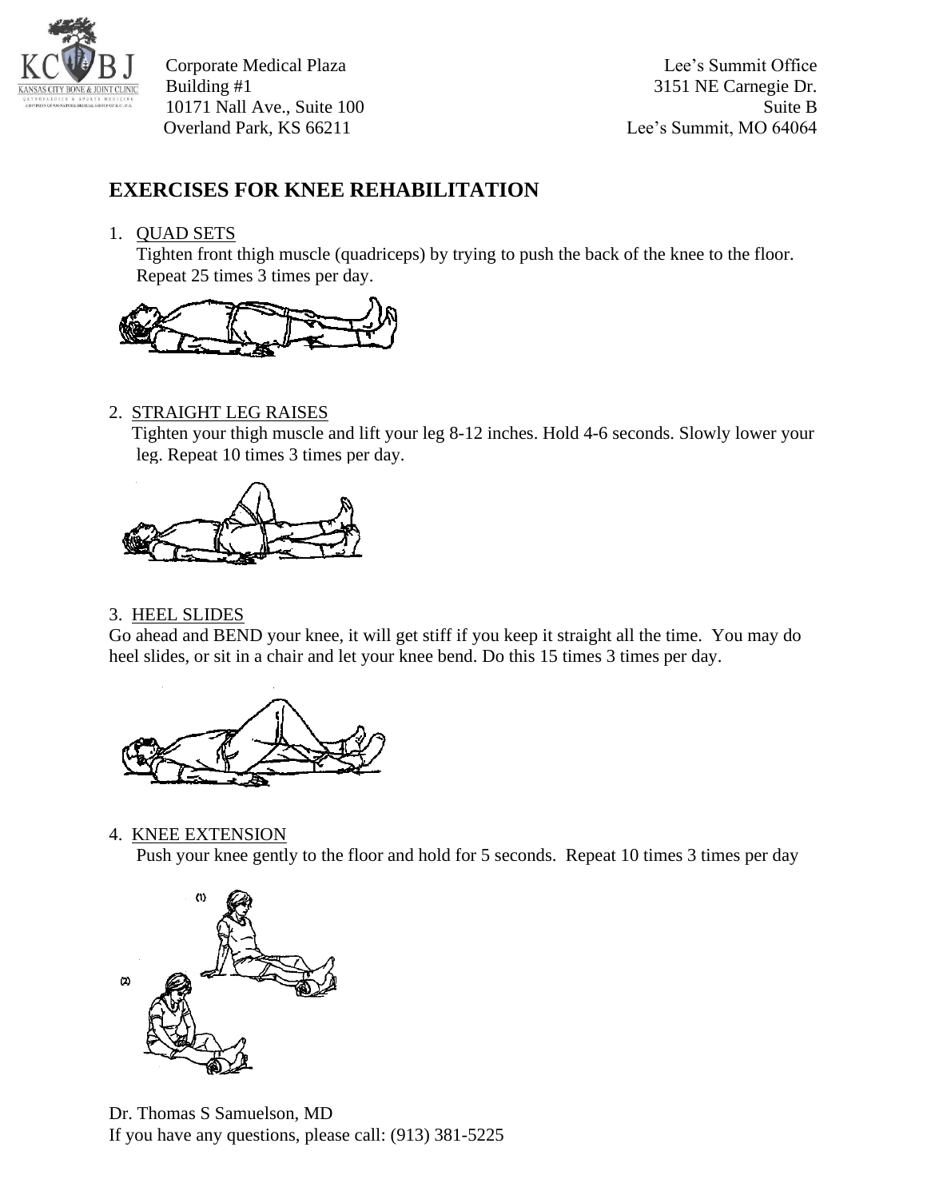Corporate Medical Plaza
Building #1
10171 Nall Ave., Suite 100
Overland Park, KS 66211

Lee's Summit Office
3151 NE Carnegie Dr.
Suite B
Lee's Summit, MO 64064

## EXERCISES FOR KNEE REHABILITATION

1. QUAD SETS
   Tighten front thigh muscle (quadriceps) by trying to push the back of the knee to the floor. Repeat 25 times 3 times per day.

2. STRAIGHT LEG RAISES
   Tighten your thigh muscle and lift your leg 8-12 inches. Hold 4-6 seconds. Slowly lower your leg. Repeat 10 times 3 times per day.

3. HEEL SLIDES
   Go ahead and BEND your knee, it will get stiff if you keep it straight all the time. You may do heel slides, or sit in a chair and let your knee bend. Do this 15 times 3 times per day.

4. KNEE EXTENSION
   Push your knee gently to the floor and hold for 5 seconds. Repeat 10 times 3 times per day

(1)

(2)

Dr. Thomas S Samuelson, MD
If you have any questions, please call: (913) 381-5225